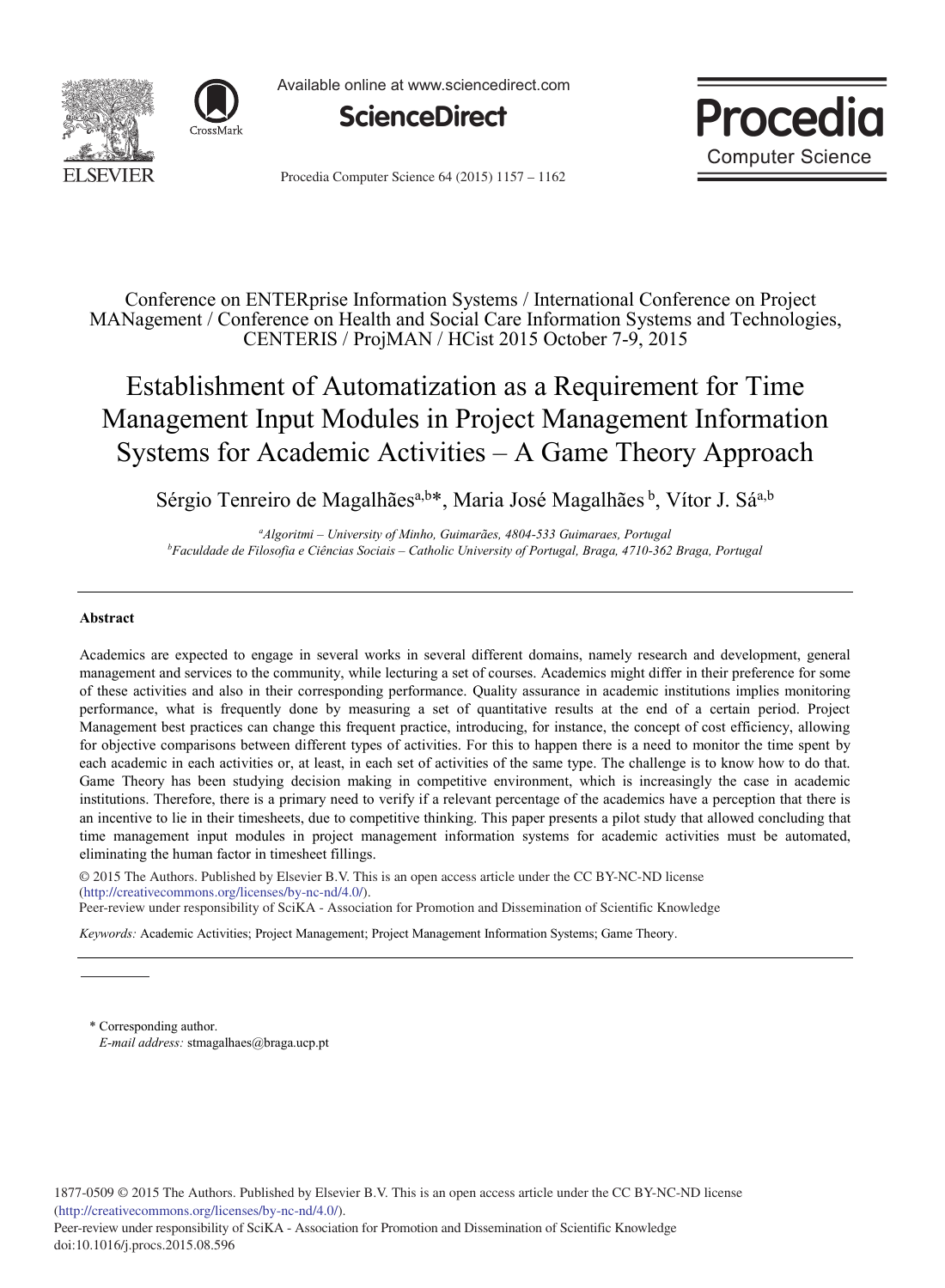Conference on ENTERprise Information Systems / International Conference on Project MANagement / Conference on Health and Social Care Information Systems and Technologies, CENTERIS / ProjMAN / HCist 2015 October 7-9, 2015

# Establishment of Automatization as a Requirement for Time Management Input Modules in Project Management Information Systems for Academic Activities – A Game Theory Approach

Sérgio Tenreiro de Magalhães[a,b]*, Maria José Magalhães [b], Vítor J. Sá[a,b]

[a] *Algoritmi – University of Minho, Guimarães, 4804-533 Guimaraes, Portugal*
[b] *Faculdade de Filosofia e Ciências Sociais – Catholic University of Portugal, Braga, 4710-362 Braga, Portugal*

---

**Abstract**

Academics are expected to engage in several works in several different domains, namely research and development, general management and services to the community, while lecturing a set of courses. Academics might differ in their preference for some of these activities and also in their corresponding performance. Quality assurance in academic institutions implies monitoring performance, what is frequently done by measuring a set of quantitative results at the end of a certain period. Project Management best practices can change this frequent practice, introducing, for instance, the concept of cost efficiency, allowing for objective comparisons between different types of activities. For this to happen there is a need to monitor the time spent by each academic in each activities or, at least, in each set of activities of the same type. The challenge is to know how to do that. Game Theory has been studying decision making in competitive environment, which is increasingly the case in academic institutions. Therefore, there is a primary need to verify if a relevant percentage of the academics have a perception that there is an incentive to lie in their timesheets, due to competitive thinking. This paper presents a pilot study that allowed concluding that time management input modules in project management information systems for academic activities must be automated, eliminating the human factor in timesheet fillings.

© 2015 The Authors. Published by Elsevier B.V. This is an open access article under the CC BY-NC-ND license (http://creativecommons.org/licenses/by-nc-nd/4.0/).
Peer-review under responsibility of SciKA - Association for Promotion and Dissemination of Scientific Knowledge

*Keywords:* Academic Activities; Project Management; Project Management Information Systems; Game Theory.

---

\* Corresponding author.
*E-mail address:* stmagalhaes@braga.ucp.pt

1877-0509 © 2015 The Authors. Published by Elsevier B.V. This is an open access article under the CC BY-NC-ND license (http://creativecommons.org/licenses/by-nc-nd/4.0/).
Peer-review under responsibility of SciKA - Association for Promotion and Dissemination of Scientific Knowledge
doi:10.1016/j.procs.2015.08.596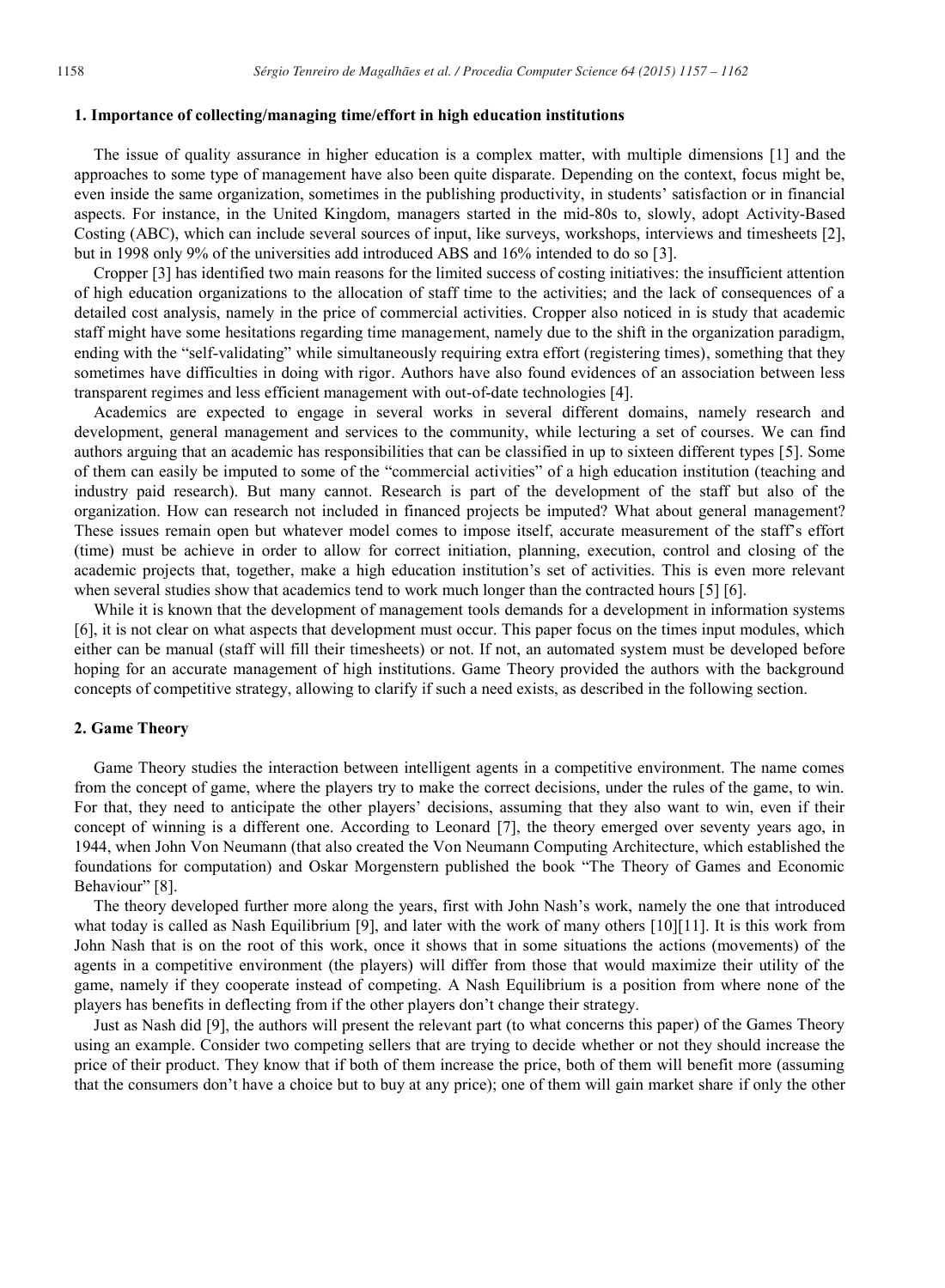## 1. Importance of collecting/managing time/effort in high education institutions

The issue of quality assurance in higher education is a complex matter, with multiple dimensions [1] and the approaches to some type of management have also been quite disparate. Depending on the context, focus might be, even inside the same organization, sometimes in the publishing productivity, in students' satisfaction or in financial aspects. For instance, in the United Kingdom, managers started in the mid-80s to, slowly, adopt Activity-Based Costing (ABC), which can include several sources of input, like surveys, workshops, interviews and timesheets [2], but in 1998 only 9% of the universities add introduced ABS and 16% intended to do so [3].

Cropper [3] has identified two main reasons for the limited success of costing initiatives: the insufficient attention of high education organizations to the allocation of staff time to the activities; and the lack of consequences of a detailed cost analysis, namely in the price of commercial activities. Cropper also noticed in is study that academic staff might have some hesitations regarding time management, namely due to the shift in the organization paradigm, ending with the "self-validating" while simultaneously requiring extra effort (registering times), something that they sometimes have difficulties in doing with rigor. Authors have also found evidences of an association between less transparent regimes and less efficient management with out-of-date technologies [4].

Academics are expected to engage in several works in several different domains, namely research and development, general management and services to the community, while lecturing a set of courses. We can find authors arguing that an academic has responsibilities that can be classified in up to sixteen different types [5]. Some of them can easily be imputed to some of the "commercial activities" of a high education institution (teaching and industry paid research). But many cannot. Research is part of the development of the staff but also of the organization. How can research not included in financed projects be imputed? What about general management? These issues remain open but whatever model comes to impose itself, accurate measurement of the staff's effort (time) must be achieve in order to allow for correct initiation, planning, execution, control and closing of the academic projects that, together, make a high education institution's set of activities. This is even more relevant when several studies show that academics tend to work much longer than the contracted hours [5] [6].

While it is known that the development of management tools demands for a development in information systems [6], it is not clear on what aspects that development must occur. This paper focus on the times input modules, which either can be manual (staff will fill their timesheets) or not. If not, an automated system must be developed before hoping for an accurate management of high institutions. Game Theory provided the authors with the background concepts of competitive strategy, allowing to clarify if such a need exists, as described in the following section.

## 2. Game Theory

Game Theory studies the interaction between intelligent agents in a competitive environment. The name comes from the concept of game, where the players try to make the correct decisions, under the rules of the game, to win. For that, they need to anticipate the other players' decisions, assuming that they also want to win, even if their concept of winning is a different one. According to Leonard [7], the theory emerged over seventy years ago, in 1944, when John Von Neumann (that also created the Von Neumann Computing Architecture, which established the foundations for computation) and Oskar Morgenstern published the book "The Theory of Games and Economic Behaviour" [8].

The theory developed further more along the years, first with John Nash's work, namely the one that introduced what today is called as Nash Equilibrium [9], and later with the work of many others [10][11]. It is this work from John Nash that is on the root of this work, once it shows that in some situations the actions (movements) of the agents in a competitive environment (the players) will differ from those that would maximize their utility of the game, namely if they cooperate instead of competing. A Nash Equilibrium is a position from where none of the players has benefits in deflecting from if the other players don't change their strategy.

Just as Nash did [9], the authors will present the relevant part (to what concerns this paper) of the Games Theory using an example. Consider two competing sellers that are trying to decide whether or not they should increase the price of their product. They know that if both of them increase the price, both of them will benefit more (assuming that the consumers don't have a choice but to buy at any price); one of them will gain market share if only the other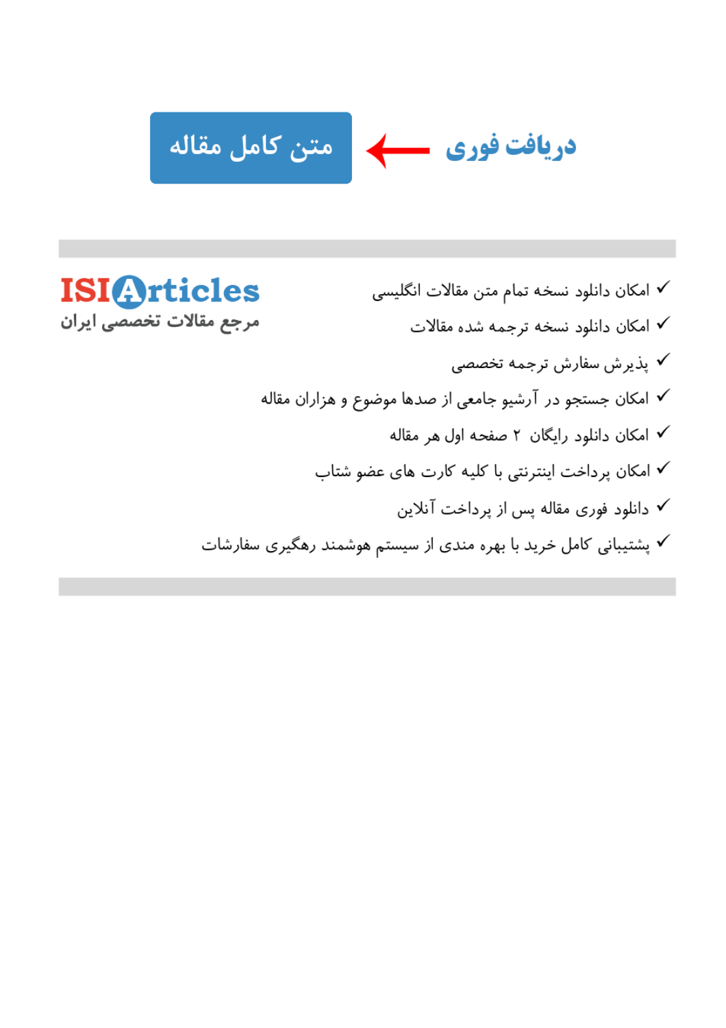دریافت فوری ← متن کامل مقاله

**ISIArticles**
مرجع مقالات تخصصی ایران

- ✓ امکان دانلود نسخه تمام متن مقالات انگلیسی
- ✓ امکان دانلود نسخه ترجمه شده مقالات
- ✓ پذیرش سفارش ترجمه تخصصی
- ✓ امکان جستجو در آرشیو جامعی از صدها موضوع و هزاران مقاله
- ✓ امکان دانلود رایگان ۲ صفحه اول هر مقاله
- ✓ امکان پرداخت اینترنتی با کلیه کارت های عضو شتاب
- ✓ دانلود فوری مقاله پس از پرداخت آنلاین
- ✓ پشتیبانی کامل خرید با بهره مندی از سیستم هوشمند رهگیری سفارشات